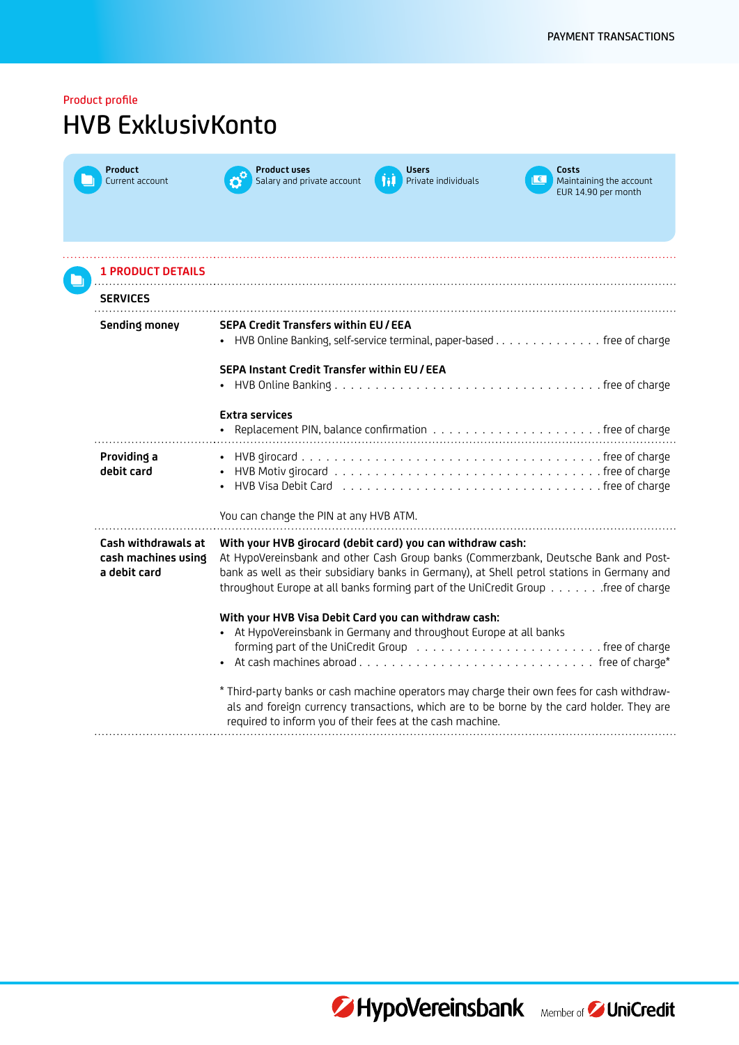Product profile

# HVB ExklusivKonto

| Product | Product uses | Users | Costs |
|---|---|---|---|
| Current account | Salary and private account | Private individuals | Maintaining the account EUR 14.90 per month |

## 1 PRODUCT DETAILS

### SERVICES

**Sending money**

**SEPA Credit Transfers within EU / EEA**

- HVB Online Banking, self-service terminal, paper-based . . . . . . . . . . . . . free of charge

**SEPA Instant Credit Transfer within EU / EEA**

- HVB Online Banking . . . . . . . . . . . . . . . . . . . . . . . . . . . . . . . . free of charge

**Extra services**

- Replacement PIN, balance confirmation . . . . . . . . . . . . . . . . . . . . . free of charge

**Providing a debit card**

- HVB girocard . . . . . . . . . . . . . . . . . . . . . . . . . . . . . . . . . . . free of charge
- HVB Motiv girocard . . . . . . . . . . . . . . . . . . . . . . . . . . . . . . . . free of charge
- HVB Visa Debit Card . . . . . . . . . . . . . . . . . . . . . . . . . . . . . . . free of charge

You can change the PIN at any HVB ATM.

**Cash withdrawals at cash machines using a debit card**

**With your HVB girocard (debit card) you can withdraw cash:**
At HypoVereinsbank and other Cash Group banks (Commerzbank, Deutsche Bank and Postbank as well as their subsidiary banks in Germany), at Shell petrol stations in Germany and throughout Europe at all banks forming part of the UniCredit Group . . . . . . .free of charge

**With your HVB Visa Debit Card you can withdraw cash:**

- At HypoVereinsbank in Germany and throughout Europe at all banks forming part of the UniCredit Group . . . . . . . . . . . . . . . . . . . . . . . free of charge
- At cash machines abroad . . . . . . . . . . . . . . . . . . . . . . . . . . . . . free of charge*

* Third-party banks or cash machine operators may charge their own fees for cash withdrawals and foreign currency transactions, which are to be borne by the card holder. They are required to inform you of their fees at the cash machine.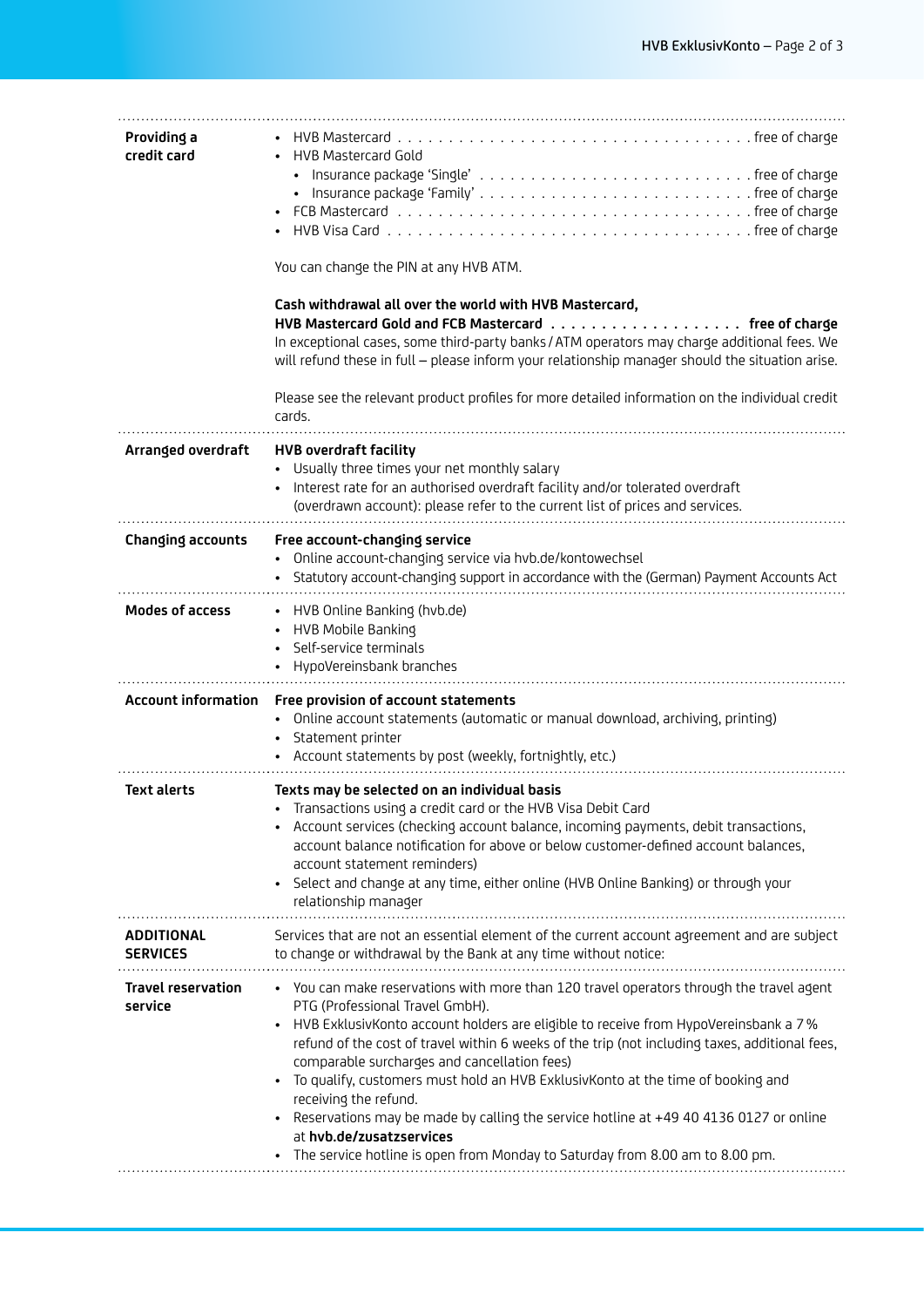| | |
|---|---|
| **Providing a credit card** | • HVB Mastercard . . . . . . . . . . free of charge<br>• HVB Mastercard Gold<br>  • Insurance package 'Single' . . . . . . . . . . free of charge<br>  • Insurance package 'Family' . . . . . . . . . . free of charge<br>• FCB Mastercard . . . . . . . . . . free of charge<br>• HVB Visa Card . . . . . . . . . . free of charge<br><br>You can change the PIN at any HVB ATM.<br><br>**Cash withdrawal all over the world with HVB Mastercard, HVB Mastercard Gold and FCB Mastercard . . . . . . . . . . free of charge**<br>In exceptional cases, some third-party banks / ATM operators may charge additional fees. We will refund these in full – please inform your relationship manager should the situation arise.<br><br>Please see the relevant product profiles for more detailed information on the individual credit cards. |
| **Arranged overdraft** | **HVB overdraft facility**<br>• Usually three times your net monthly salary<br>• Interest rate for an authorised overdraft facility and/or tolerated overdraft (overdrawn account): please refer to the current list of prices and services. |
| **Changing accounts** | **Free account-changing service**<br>• Online account-changing service via hvb.de/kontowechsel<br>• Statutory account-changing support in accordance with the (German) Payment Accounts Act |
| **Modes of access** | • HVB Online Banking (hvb.de)<br>• HVB Mobile Banking<br>• Self-service terminals<br>• HypoVereinsbank branches |
| **Account information** | **Free provision of account statements**<br>• Online account statements (automatic or manual download, archiving, printing)<br>• Statement printer<br>• Account statements by post (weekly, fortnightly, etc.) |
| **Text alerts** | **Texts may be selected on an individual basis**<br>• Transactions using a credit card or the HVB Visa Debit Card<br>• Account services (checking account balance, incoming payments, debit transactions, account balance notification for above or below customer-defined account balances, account statement reminders)<br>• Select and change at any time, either online (HVB Online Banking) or through your relationship manager |
| **ADDITIONAL SERVICES** | Services that are not an essential element of the current account agreement and are subject to change or withdrawal by the Bank at any time without notice: |
| **Travel reservation service** | • You can make reservations with more than 120 travel operators through the travel agent PTG (Professional Travel GmbH).<br>• HVB ExklusivKonto account holders are eligible to receive from HypoVereinsbank a 7 % refund of the cost of travel within 6 weeks of the trip (not including taxes, additional fees, comparable surcharges and cancellation fees)<br>• To qualify, customers must hold an HVB ExklusivKonto at the time of booking and receiving the refund.<br>• Reservations may be made by calling the service hotline at +49 40 4136 0127 or online at **hvb.de/zusatzservices**<br>• The service hotline is open from Monday to Saturday from 8.00 am to 8.00 pm. |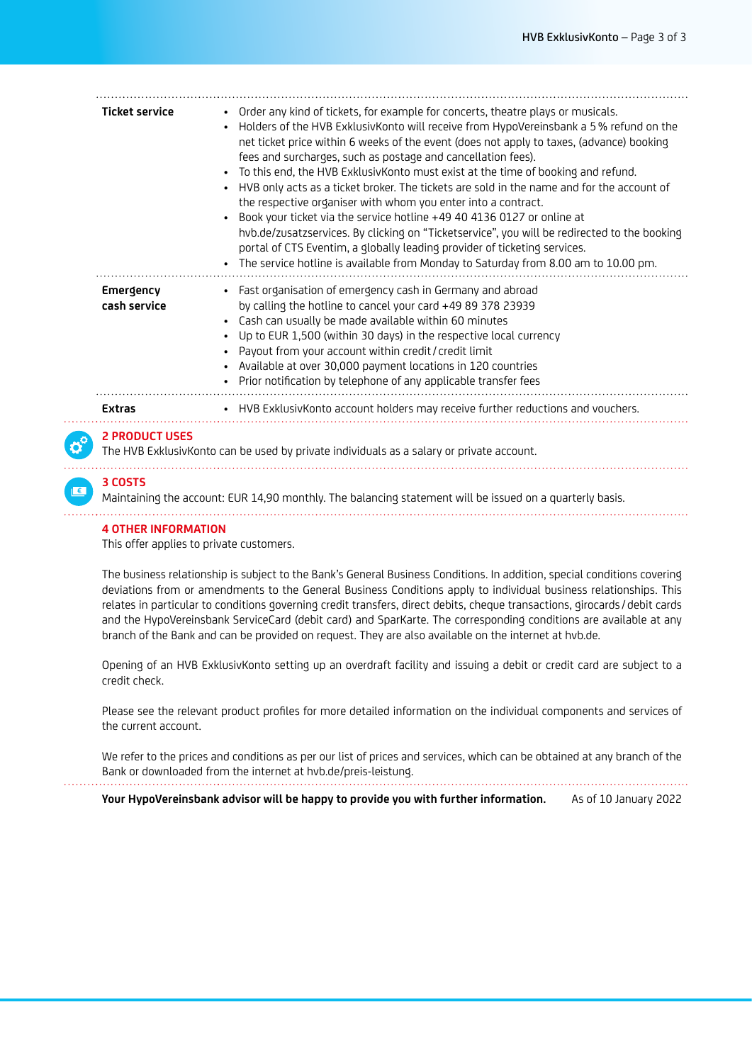| | |
|---|---|
| **Ticket service** | • Order any kind of tickets, for example for concerts, theatre plays or musicals.<br>• Holders of the HVB ExklusivKonto will receive from HypoVereinsbank a 5 % refund on the net ticket price within 6 weeks of the event (does not apply to taxes, (advance) booking fees and surcharges, such as postage and cancellation fees).<br>• To this end, the HVB ExklusivKonto must exist at the time of booking and refund.<br>• HVB only acts as a ticket broker. The tickets are sold in the name and for the account of the respective organiser with whom you enter into a contract.<br>• Book your ticket via the service hotline +49 40 4136 0127 or online at hvb.de/zusatzservices. By clicking on "Ticketservice", you will be redirected to the booking portal of CTS Eventim, a globally leading provider of ticketing services.<br>• The service hotline is available from Monday to Saturday from 8.00 am to 10.00 pm. |
| **Emergency cash service** | • Fast organisation of emergency cash in Germany and abroad by calling the hotline to cancel your card +49 89 378 23939<br>• Cash can usually be made available within 60 minutes<br>• Up to EUR 1,500 (within 30 days) in the respective local currency<br>• Payout from your account within credit / credit limit<br>• Available at over 30,000 payment locations in 120 countries<br>• Prior notification by telephone of any applicable transfer fees |
| **Extras** | • HVB ExklusivKonto account holders may receive further reductions and vouchers. |

## 2 PRODUCT USES

The HVB ExklusivKonto can be used by private individuals as a salary or private account.

## 3 COSTS

Maintaining the account: EUR 14,90 monthly. The balancing statement will be issued on a quarterly basis.

## 4 OTHER INFORMATION

This offer applies to private customers.

The business relationship is subject to the Bank's General Business Conditions. In addition, special conditions covering deviations from or amendments to the General Business Conditions apply to individual business relationships. This relates in particular to conditions governing credit transfers, direct debits, cheque transactions, girocards / debit cards and the HypoVereinsbank ServiceCard (debit card) and SparKarte. The corresponding conditions are available at any branch of the Bank and can be provided on request. They are also available on the internet at hvb.de.

Opening of an HVB ExklusivKonto setting up an overdraft facility and issuing a debit or credit card are subject to a credit check.

Please see the relevant product profiles for more detailed information on the individual components and services of the current account.

We refer to the prices and conditions as per our list of prices and services, which can be obtained at any branch of the Bank or downloaded from the internet at hvb.de/preis-leistung.

**Your HypoVereinsbank advisor will be happy to provide you with further information.** As of 10 January 2022